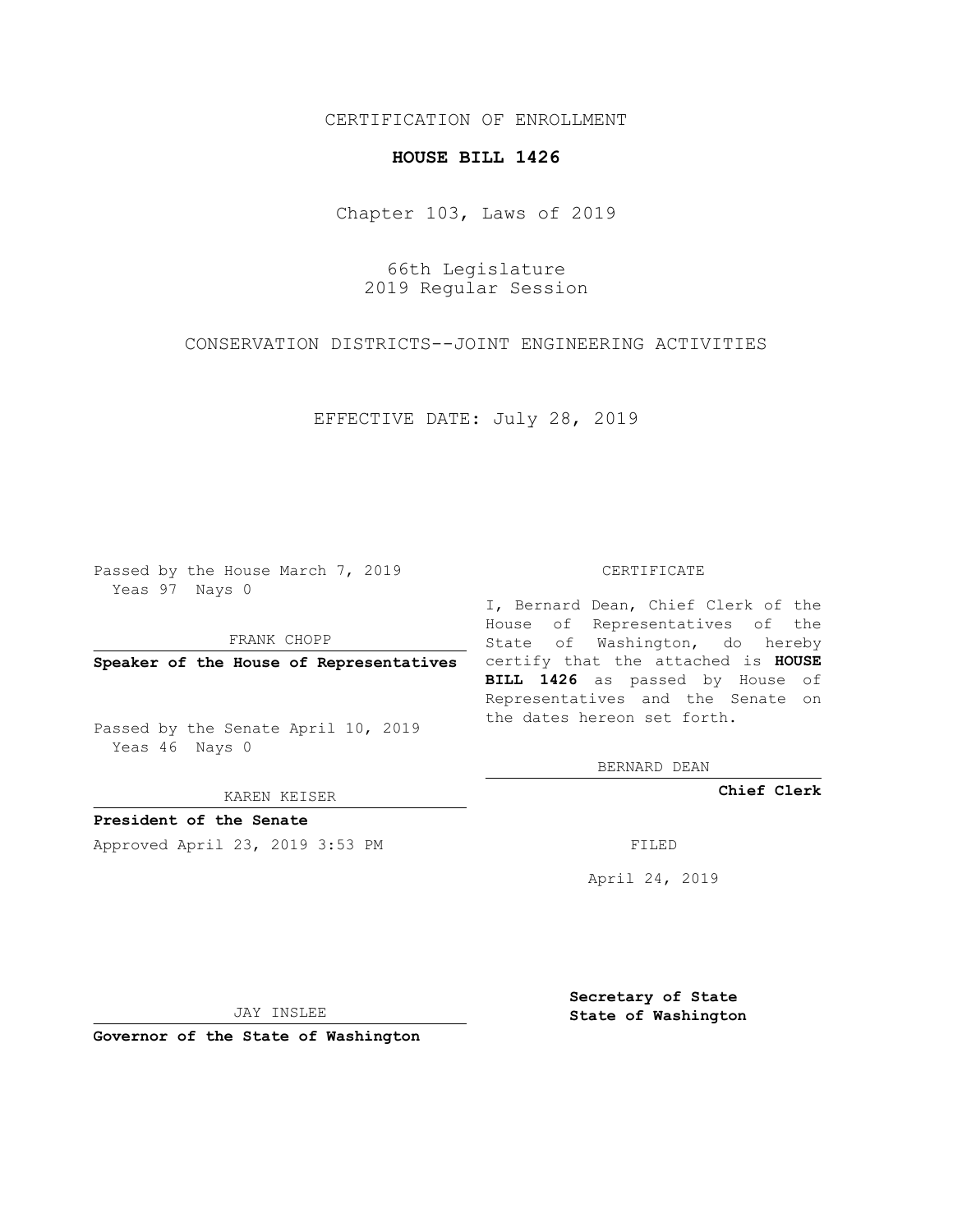CERTIFICATION OF ENROLLMENT

# HOUSE BILL 1426

Chapter 103, Laws of 2019

66th Legislature
2019 Regular Session

CONSERVATION DISTRICTS--JOINT ENGINEERING ACTIVITIES

EFFECTIVE DATE: July 28, 2019

Passed by the House March 7, 2019
Yeas 97 Nays 0

FRANK CHOPP

**Speaker of the House of Representatives**

Passed by the Senate April 10, 2019
Yeas 46 Nays 0

KAREN KEISER

**President of the Senate**

Approved April 23, 2019 3:53 PM

JAY INSLEE

**Governor of the State of Washington**

CERTIFICATE

I, Bernard Dean, Chief Clerk of the House of Representatives of the State of Washington, do hereby certify that the attached is **HOUSE BILL 1426** as passed by House of Representatives and the Senate on the dates hereon set forth.

BERNARD DEAN

**Chief Clerk**

FILED

April 24, 2019

**Secretary of State**
**State of Washington**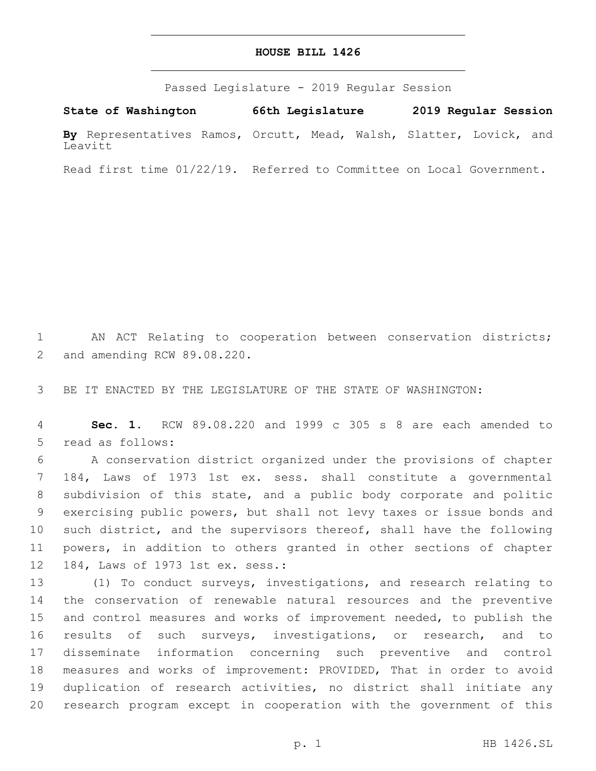# HOUSE BILL 1426

Passed Legislature - 2019 Regular Session

**State of Washington 66th Legislature 2019 Regular Session**

**By** Representatives Ramos, Orcutt, Mead, Walsh, Slatter, Lovick, and Leavitt

Read first time 01/22/19. Referred to Committee on Local Government.

AN ACT Relating to cooperation between conservation districts; and amending RCW 89.08.220.

BE IT ENACTED BY THE LEGISLATURE OF THE STATE OF WASHINGTON:

**Sec. 1.** RCW 89.08.220 and 1999 c 305 s 8 are each amended to read as follows:

A conservation district organized under the provisions of chapter 184, Laws of 1973 1st ex. sess. shall constitute a governmental subdivision of this state, and a public body corporate and politic exercising public powers, but shall not levy taxes or issue bonds and such district, and the supervisors thereof, shall have the following powers, in addition to others granted in other sections of chapter 184, Laws of 1973 1st ex. sess.:

(1) To conduct surveys, investigations, and research relating to the conservation of renewable natural resources and the preventive and control measures and works of improvement needed, to publish the results of such surveys, investigations, or research, and to disseminate information concerning such preventive and control measures and works of improvement: PROVIDED, That in order to avoid duplication of research activities, no district shall initiate any research program except in cooperation with the government of this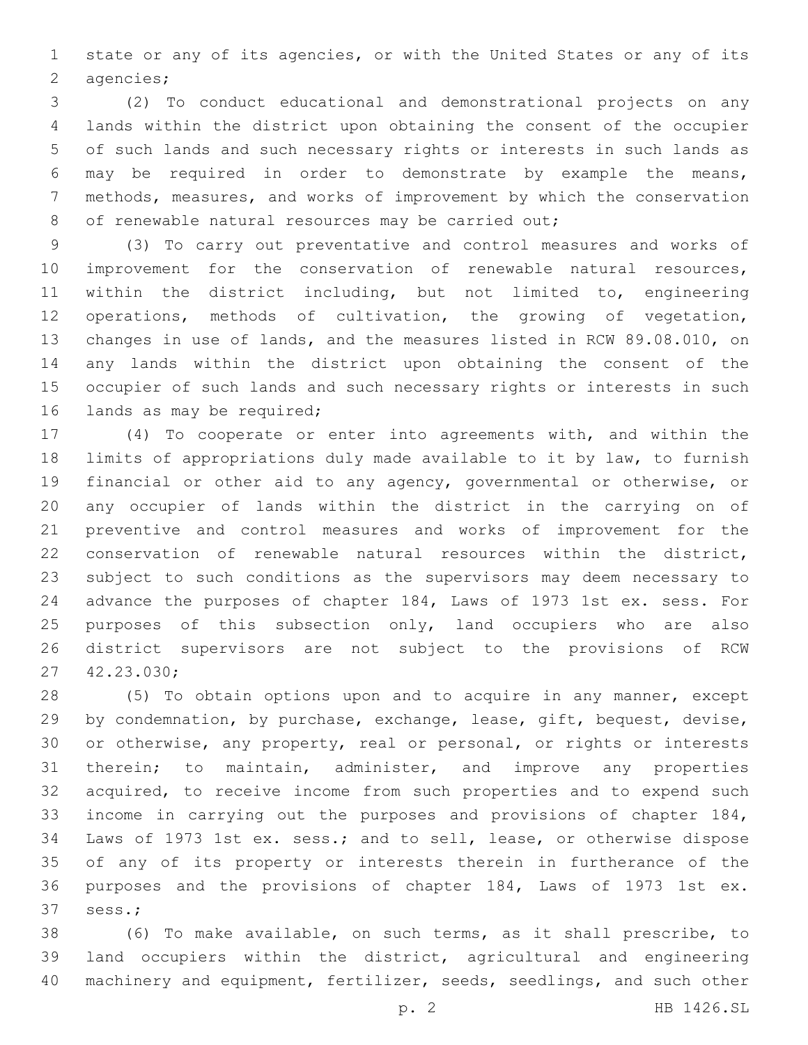state or any of its agencies, or with the United States or any of its agencies;

(2) To conduct educational and demonstrational projects on any lands within the district upon obtaining the consent of the occupier of such lands and such necessary rights or interests in such lands as may be required in order to demonstrate by example the means, methods, measures, and works of improvement by which the conservation of renewable natural resources may be carried out;

(3) To carry out preventative and control measures and works of improvement for the conservation of renewable natural resources, within the district including, but not limited to, engineering operations, methods of cultivation, the growing of vegetation, changes in use of lands, and the measures listed in RCW 89.08.010, on any lands within the district upon obtaining the consent of the occupier of such lands and such necessary rights or interests in such lands as may be required;

(4) To cooperate or enter into agreements with, and within the limits of appropriations duly made available to it by law, to furnish financial or other aid to any agency, governmental or otherwise, or any occupier of lands within the district in the carrying on of preventive and control measures and works of improvement for the conservation of renewable natural resources within the district, subject to such conditions as the supervisors may deem necessary to advance the purposes of chapter 184, Laws of 1973 1st ex. sess. For purposes of this subsection only, land occupiers who are also district supervisors are not subject to the provisions of RCW 42.23.030;

(5) To obtain options upon and to acquire in any manner, except by condemnation, by purchase, exchange, lease, gift, bequest, devise, or otherwise, any property, real or personal, or rights or interests therein; to maintain, administer, and improve any properties acquired, to receive income from such properties and to expend such income in carrying out the purposes and provisions of chapter 184, Laws of 1973 1st ex. sess.; and to sell, lease, or otherwise dispose of any of its property or interests therein in furtherance of the purposes and the provisions of chapter 184, Laws of 1973 1st ex. sess.;

(6) To make available, on such terms, as it shall prescribe, to land occupiers within the district, agricultural and engineering machinery and equipment, fertilizer, seeds, seedlings, and such other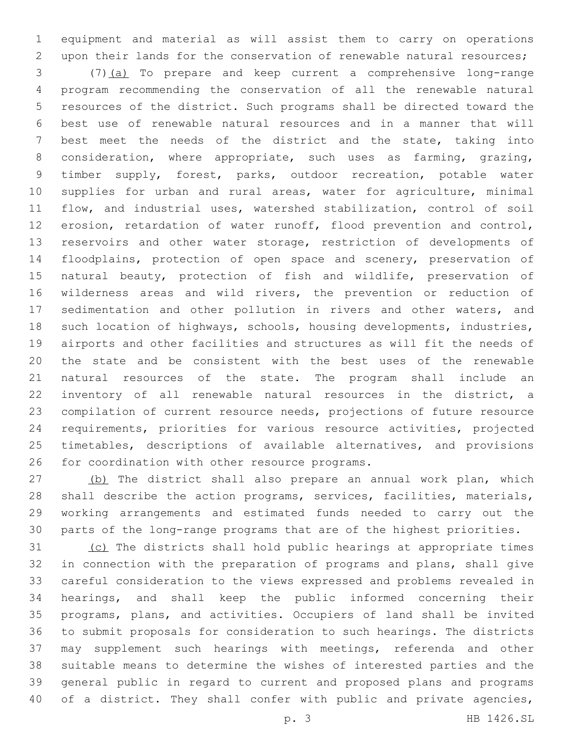equipment and material as will assist them to carry on operations upon their lands for the conservation of renewable natural resources;

(7)(a) To prepare and keep current a comprehensive long-range program recommending the conservation of all the renewable natural resources of the district. Such programs shall be directed toward the best use of renewable natural resources and in a manner that will best meet the needs of the district and the state, taking into consideration, where appropriate, such uses as farming, grazing, timber supply, forest, parks, outdoor recreation, potable water supplies for urban and rural areas, water for agriculture, minimal flow, and industrial uses, watershed stabilization, control of soil erosion, retardation of water runoff, flood prevention and control, reservoirs and other water storage, restriction of developments of floodplains, protection of open space and scenery, preservation of natural beauty, protection of fish and wildlife, preservation of wilderness areas and wild rivers, the prevention or reduction of sedimentation and other pollution in rivers and other waters, and such location of highways, schools, housing developments, industries, airports and other facilities and structures as will fit the needs of the state and be consistent with the best uses of the renewable natural resources of the state. The program shall include an inventory of all renewable natural resources in the district, a compilation of current resource needs, projections of future resource requirements, priorities for various resource activities, projected timetables, descriptions of available alternatives, and provisions for coordination with other resource programs.

(b) The district shall also prepare an annual work plan, which shall describe the action programs, services, facilities, materials, working arrangements and estimated funds needed to carry out the parts of the long-range programs that are of the highest priorities.

(c) The districts shall hold public hearings at appropriate times in connection with the preparation of programs and plans, shall give careful consideration to the views expressed and problems revealed in hearings, and shall keep the public informed concerning their programs, plans, and activities. Occupiers of land shall be invited to submit proposals for consideration to such hearings. The districts may supplement such hearings with meetings, referenda and other suitable means to determine the wishes of interested parties and the general public in regard to current and proposed plans and programs of a district. They shall confer with public and private agencies,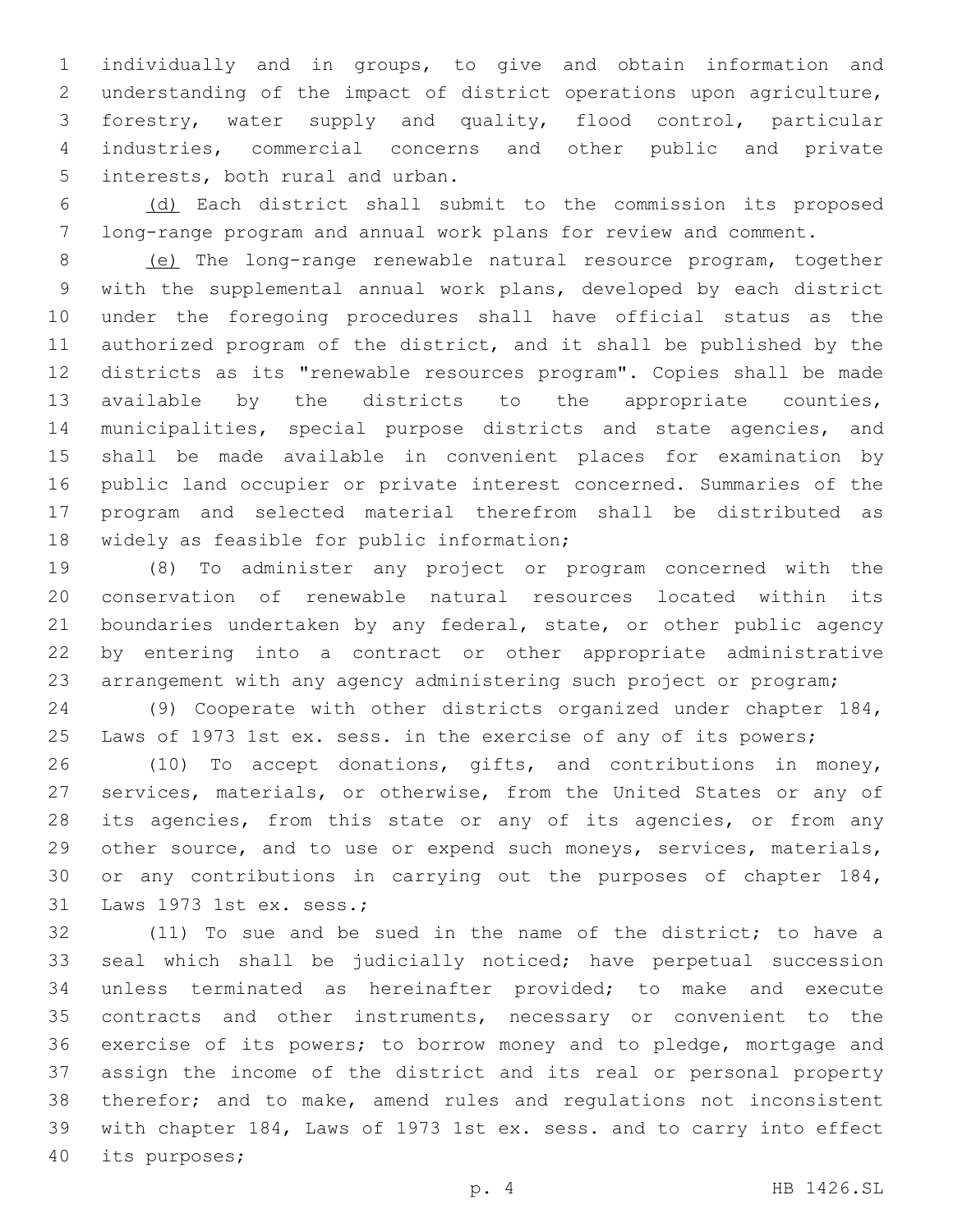individually and in groups, to give and obtain information and understanding of the impact of district operations upon agriculture, forestry, water supply and quality, flood control, particular industries, commercial concerns and other public and private interests, both rural and urban.

<u>(d)</u> Each district shall submit to the commission its proposed long-range program and annual work plans for review and comment.

<u>(e)</u> The long-range renewable natural resource program, together with the supplemental annual work plans, developed by each district under the foregoing procedures shall have official status as the authorized program of the district, and it shall be published by the districts as its "renewable resources program". Copies shall be made available by the districts to the appropriate counties, municipalities, special purpose districts and state agencies, and shall be made available in convenient places for examination by public land occupier or private interest concerned. Summaries of the program and selected material therefrom shall be distributed as widely as feasible for public information;

(8) To administer any project or program concerned with the conservation of renewable natural resources located within its boundaries undertaken by any federal, state, or other public agency by entering into a contract or other appropriate administrative arrangement with any agency administering such project or program;

(9) Cooperate with other districts organized under chapter 184, Laws of 1973 1st ex. sess. in the exercise of any of its powers;

(10) To accept donations, gifts, and contributions in money, services, materials, or otherwise, from the United States or any of its agencies, from this state or any of its agencies, or from any other source, and to use or expend such moneys, services, materials, or any contributions in carrying out the purposes of chapter 184, Laws 1973 1st ex. sess.;

(11) To sue and be sued in the name of the district; to have a seal which shall be judicially noticed; have perpetual succession unless terminated as hereinafter provided; to make and execute contracts and other instruments, necessary or convenient to the exercise of its powers; to borrow money and to pledge, mortgage and assign the income of the district and its real or personal property therefor; and to make, amend rules and regulations not inconsistent with chapter 184, Laws of 1973 1st ex. sess. and to carry into effect its purposes;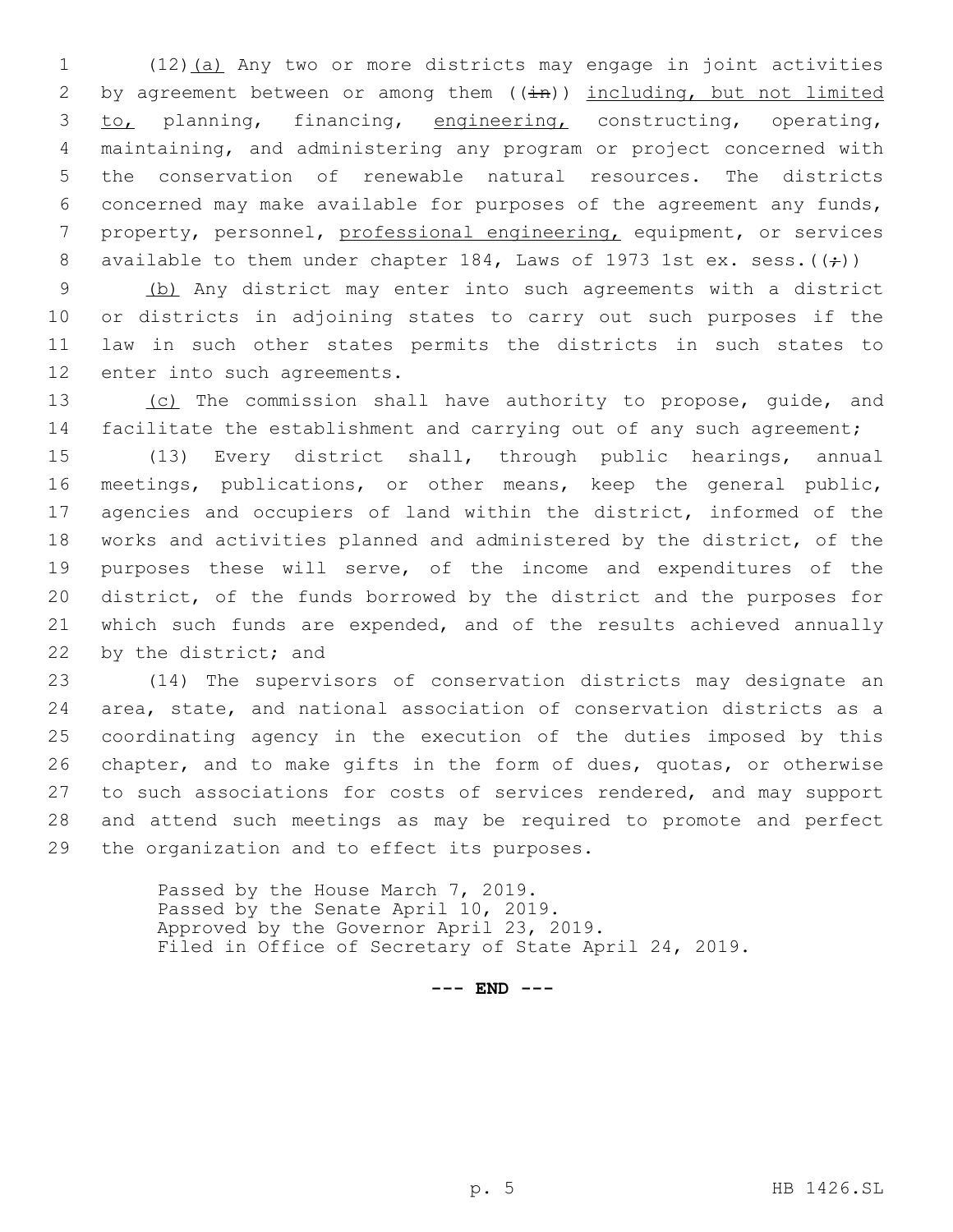(12)(a) Any two or more districts may engage in joint activities by agreement between or among them ((in)) including, but not limited to, planning, financing, engineering, constructing, operating, maintaining, and administering any program or project concerned with the conservation of renewable natural resources. The districts concerned may make available for purposes of the agreement any funds, property, personnel, professional engineering, equipment, or services available to them under chapter 184, Laws of 1973 1st ex. sess.((;))

(b) Any district may enter into such agreements with a district or districts in adjoining states to carry out such purposes if the law in such other states permits the districts in such states to enter into such agreements.

(c) The commission shall have authority to propose, guide, and facilitate the establishment and carrying out of any such agreement;

(13) Every district shall, through public hearings, annual meetings, publications, or other means, keep the general public, agencies and occupiers of land within the district, informed of the works and activities planned and administered by the district, of the purposes these will serve, of the income and expenditures of the district, of the funds borrowed by the district and the purposes for which such funds are expended, and of the results achieved annually by the district; and

(14) The supervisors of conservation districts may designate an area, state, and national association of conservation districts as a coordinating agency in the execution of the duties imposed by this chapter, and to make gifts in the form of dues, quotas, or otherwise to such associations for costs of services rendered, and may support and attend such meetings as may be required to promote and perfect the organization and to effect its purposes.

Passed by the House March 7, 2019.
Passed by the Senate April 10, 2019.
Approved by the Governor April 23, 2019.
Filed in Office of Secretary of State April 24, 2019.

**--- END ---**